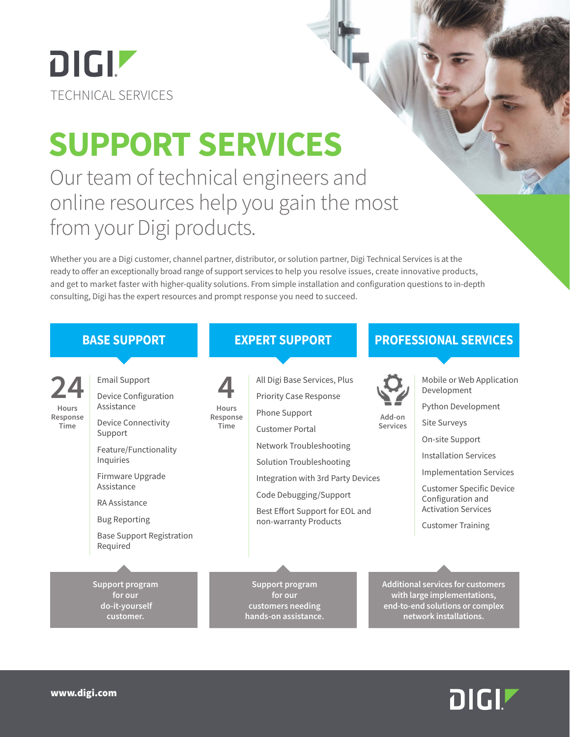DIGI

TECHNICAL SERVICES

# SUPPORT SERVICES

## Our team of technical engineers and online resources help you gain the most from your Digi products.

Whether you are a Digi customer, channel partner, distributor, or solution partner, Digi Technical Services is at the ready to offer an exceptionally broad range of support services to help you resolve issues, create innovative products, and get to market faster with higher-quality solutions. From simple installation and configuration questions to in-depth consulting, Digi has the expert resources and prompt response you need to succeed.

## BASE SUPPORT

**24** Hours Response Time

- Email Support
- Device Configuration Assistance
- Device Connectivity Support
- Feature/Functionality Inquiries
- Firmware Upgrade Assistance
- RA Assistance
- Bug Reporting
- Base Support Registration Required

**Support program for our do-it-yourself customer.**

## EXPERT SUPPORT

**4** Hours Response Time

- All Digi Base Services, Plus
- Priority Case Response
- Phone Support
- Customer Portal
- Network Troubleshooting
- Solution Troubleshooting
- Integration with 3rd Party Devices
- Code Debugging/Support
- Best Effort Support for EOL and non-warranty Products

**Support program for our customers needing hands-on assistance.**

## PROFESSIONAL SERVICES

**Add-on Services**

- Mobile or Web Application Development
- Python Development
- Site Surveys
- On-site Support
- Installation Services
- Implementation Services
- Customer Specific Device Configuration and Activation Services
- Customer Training

**Additional services for customers with large implementations, end-to-end solutions or complex network installations.**

**www.digi.com**

DIGI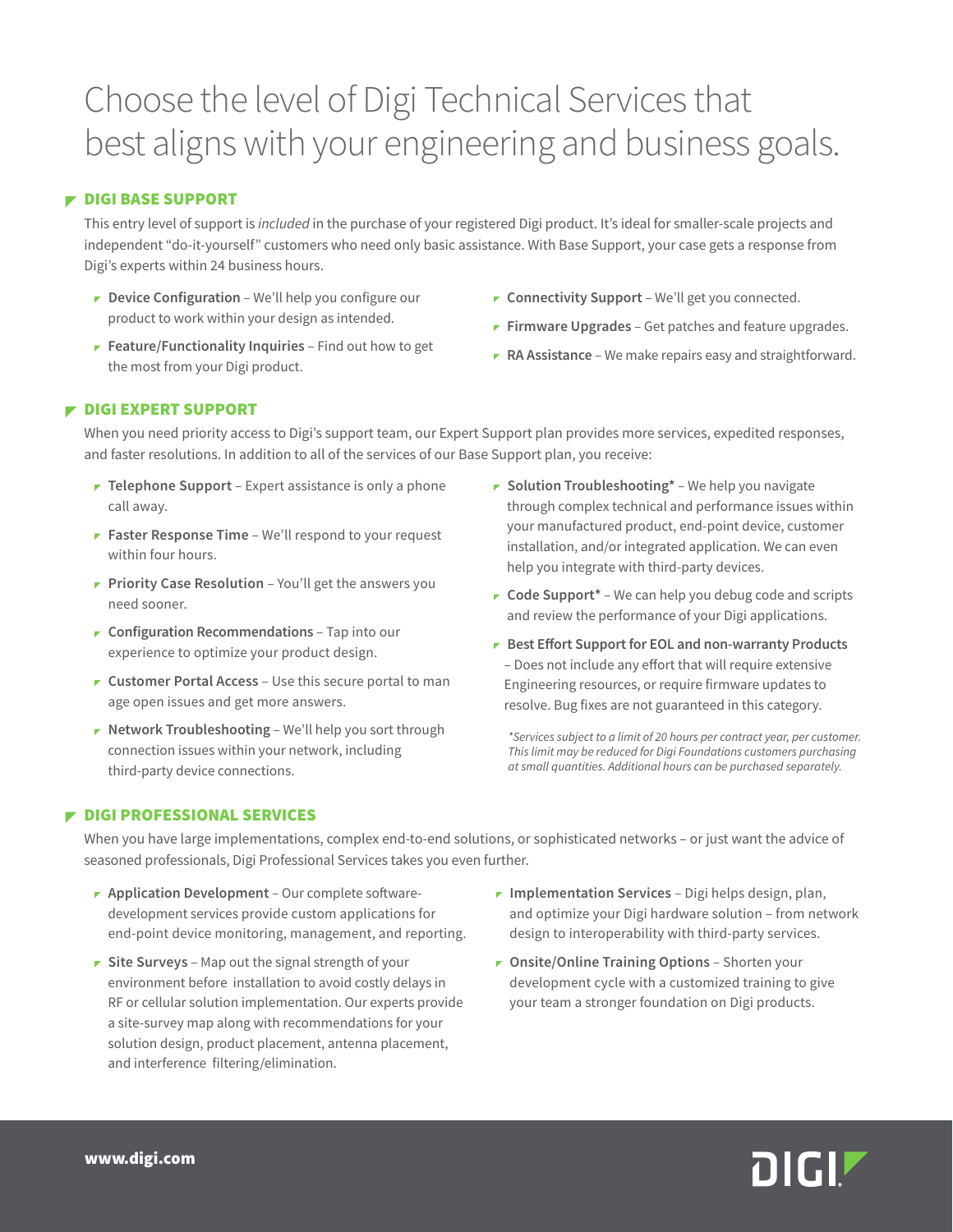# Choose the level of Digi Technical Services that best aligns with your engineering and business goals.

## DIGI BASE SUPPORT

This entry level of support is *included* in the purchase of your registered Digi product. It's ideal for smaller-scale projects and independent "do-it-yourself" customers who need only basic assistance. With Base Support, your case gets a response from Digi's experts within 24 business hours.

- **Device Configuration** – We'll help you configure our product to work within your design as intended.
- **Feature/Functionality Inquiries** – Find out how to get the most from your Digi product.
- **Connectivity Support** – We'll get you connected.
- **Firmware Upgrades** – Get patches and feature upgrades.
- **RA Assistance** – We make repairs easy and straightforward.

## DIGI EXPERT SUPPORT

When you need priority access to Digi's support team, our Expert Support plan provides more services, expedited responses, and faster resolutions. In addition to all of the services of our Base Support plan, you receive:

- **Telephone Support** – Expert assistance is only a phone call away.
- **Faster Response Time** – We'll respond to your request within four hours.
- **Priority Case Resolution** – You'll get the answers you need sooner.
- **Configuration Recommendations** – Tap into our experience to optimize your product design.
- **Customer Portal Access** – Use this secure portal to manage open issues and get more answers.
- **Network Troubleshooting** – We'll help you sort through connection issues within your network, including third-party device connections.
- **Solution Troubleshooting*** – We help you navigate through complex technical and performance issues within your manufactured product, end-point device, customer installation, and/or integrated application. We can even help you integrate with third-party devices.
- **Code Support*** – We can help you debug code and scripts and review the performance of your Digi applications.
- **Best Effort Support for EOL and non-warranty Products** – Does not include any effort that will require extensive Engineering resources, or require firmware updates to resolve. Bug fixes are not guaranteed in this category.

*\*Services subject to a limit of 20 hours per contract year, per customer. This limit may be reduced for Digi Foundations customers purchasing at small quantities. Additional hours can be purchased separately.*

## DIGI PROFESSIONAL SERVICES

When you have large implementations, complex end-to-end solutions, or sophisticated networks – or just want the advice of seasoned professionals, Digi Professional Services takes you even further.

- **Application Development** – Our complete software-development services provide custom applications for end-point device monitoring, management, and reporting.
- **Site Surveys** – Map out the signal strength of your environment before installation to avoid costly delays in RF or cellular solution implementation. Our experts provide a site-survey map along with recommendations for your solution design, product placement, antenna placement, and interference filtering/elimination.
- **Implementation Services** – Digi helps design, plan, and optimize your Digi hardware solution – from network design to interoperability with third-party services.
- **Onsite/Online Training Options** – Shorten your development cycle with a customized training to give your team a stronger foundation on Digi products.

www.digi.com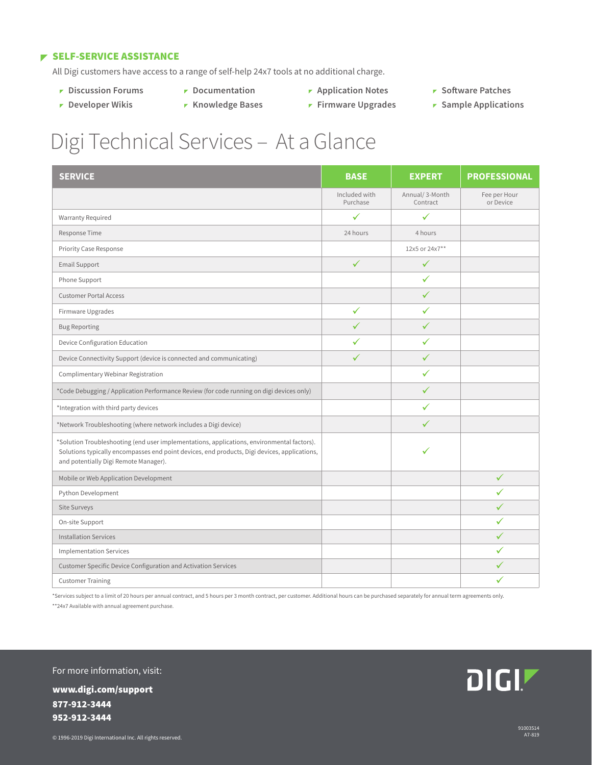## SELF-SERVICE ASSISTANCE

All Digi customers have access to a range of self-help 24x7 tools at no additional charge.

- Discussion Forums
- Developer Wikis
- Documentation
- Knowledge Bases
- Application Notes
- Firmware Upgrades
- Software Patches
- Sample Applications

# Digi Technical Services – At a Glance

| SERVICE | BASE | EXPERT | PROFESSIONAL |
|---|---|---|---|
| | Included with Purchase | Annual/ 3-Month Contract | Fee per Hour or Device |
| Warranty Required | ✓ | ✓ | |
| Response Time | 24 hours | 4 hours | |
| Priority Case Response | | 12x5 or 24x7** | |
| Email Support | ✓ | ✓ | |
| Phone Support | | ✓ | |
| Customer Portal Access | | ✓ | |
| Firmware Upgrades | ✓ | ✓ | |
| Bug Reporting | ✓ | ✓ | |
| Device Configuration Education | ✓ | ✓ | |
| Device Connectivity Support (device is connected and communicating) | ✓ | ✓ | |
| Complimentary Webinar Registration | | ✓ | |
| *Code Debugging / Application Performance Review (for code running on digi devices only) | | ✓ | |
| *Integration with third party devices | | ✓ | |
| *Network Troubleshooting (where network includes a Digi device) | | ✓ | |
| *Solution Troubleshooting (end user implementations, applications, environmental factors). Solutions typically encompasses end point devices, end products, Digi devices, applications, and potentially Digi Remote Manager). | | ✓ | |
| Mobile or Web Application Development | | | ✓ |
| Python Development | | | ✓ |
| Site Surveys | | | ✓ |
| On-site Support | | | ✓ |
| Installation Services | | | ✓ |
| Implementation Services | | | ✓ |
| Customer Specific Device Configuration and Activation Services | | | ✓ |
| Customer Training | | | ✓ |

*Services subject to a limit of 20 hours per annual contract, and 5 hours per 3 month contract, per customer. Additional hours can be purchased separately for annual term agreements only.

**24x7 Available with annual agreement purchase.

For more information, visit:

**www.digi.com/support**

**877-912-3444**

**952-912-3444**

© 1996-2019 Digi International Inc. All rights reserved.

91003514
A7-819